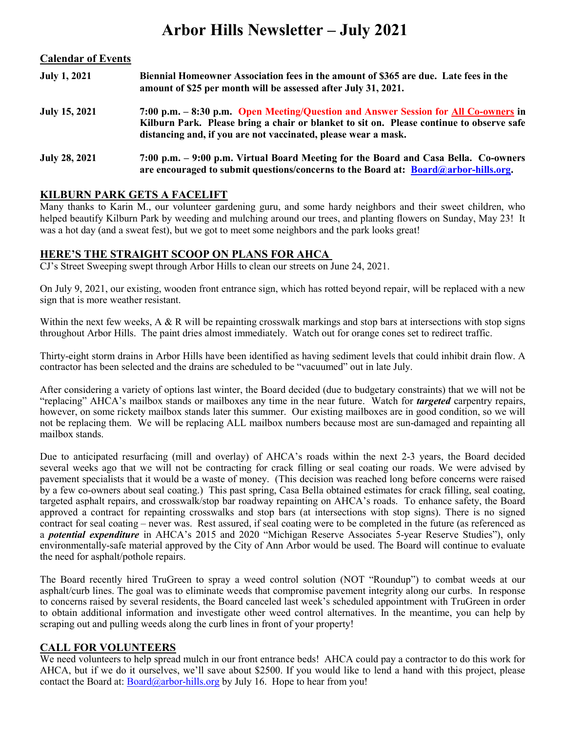# Arbor Hills Newsletter – July 2021

## Calendar of Events

**July 1, 2021** — **Biennial Homeowner Association fees in the amount of $365 are due. Late fees in the amount of $25 per month will be assessed after July 31, 2021.**

**July 15, 2021** — **7:00 p.m. – 8:30 p.m. Open Meeting/Question and Answer Session for All Co-owners in Kilburn Park. Please bring a chair or blanket to sit on. Please continue to observe safe distancing and, if you are not vaccinated, please wear a mask.**

**July 28, 2021** — **7:00 p.m. – 9:00 p.m. Virtual Board Meeting for the Board and Casa Bella. Co-owners are encouraged to submit questions/concerns to the Board at: Board@arbor-hills.org.**

## KILBURN PARK GETS A FACELIFT

Many thanks to Karin M., our volunteer gardening guru, and some hardy neighbors and their sweet children, who helped beautify Kilburn Park by weeding and mulching around our trees, and planting flowers on Sunday, May 23! It was a hot day (and a sweat fest), but we got to meet some neighbors and the park looks great!

## HERE'S THE STRAIGHT SCOOP ON PLANS FOR AHCA

CJ's Street Sweeping swept through Arbor Hills to clean our streets on June 24, 2021.

On July 9, 2021, our existing, wooden front entrance sign, which has rotted beyond repair, will be replaced with a new sign that is more weather resistant.

Within the next few weeks, A & R will be repainting crosswalk markings and stop bars at intersections with stop signs throughout Arbor Hills. The paint dries almost immediately. Watch out for orange cones set to redirect traffic.

Thirty-eight storm drains in Arbor Hills have been identified as having sediment levels that could inhibit drain flow. A contractor has been selected and the drains are scheduled to be "vacuumed" out in late July.

After considering a variety of options last winter, the Board decided (due to budgetary constraints) that we will not be "replacing" AHCA's mailbox stands or mailboxes any time in the near future. Watch for ***targeted*** carpentry repairs, however, on some rickety mailbox stands later this summer. Our existing mailboxes are in good condition, so we will not be replacing them. We will be replacing ALL mailbox numbers because most are sun-damaged and repainting all mailbox stands.

Due to anticipated resurfacing (mill and overlay) of AHCA's roads within the next 2-3 years, the Board decided several weeks ago that we will not be contracting for crack filling or seal coating our roads. We were advised by pavement specialists that it would be a waste of money. (This decision was reached long before concerns were raised by a few co-owners about seal coating.) This past spring, Casa Bella obtained estimates for crack filling, seal coating, targeted asphalt repairs, and crosswalk/stop bar roadway repainting on AHCA's roads. To enhance safety, the Board approved a contract for repainting crosswalks and stop bars (at intersections with stop signs). There is no signed contract for seal coating – never was. Rest assured, if seal coating were to be completed in the future (as referenced as a ***potential expenditure*** in AHCA's 2015 and 2020 "Michigan Reserve Associates 5-year Reserve Studies"), only environmentally-safe material approved by the City of Ann Arbor would be used. The Board will continue to evaluate the need for asphalt/pothole repairs.

The Board recently hired TruGreen to spray a weed control solution (NOT "Roundup") to combat weeds at our asphalt/curb lines. The goal was to eliminate weeds that compromise pavement integrity along our curbs. In response to concerns raised by several residents, the Board canceled last week's scheduled appointment with TruGreen in order to obtain additional information and investigate other weed control alternatives. In the meantime, you can help by scraping out and pulling weeds along the curb lines in front of your property!

## CALL FOR VOLUNTEERS

We need volunteers to help spread mulch in our front entrance beds! AHCA could pay a contractor to do this work for AHCA, but if we do it ourselves, we'll save about $2500. If you would like to lend a hand with this project, please contact the Board at: Board@arbor-hills.org by July 16. Hope to hear from you!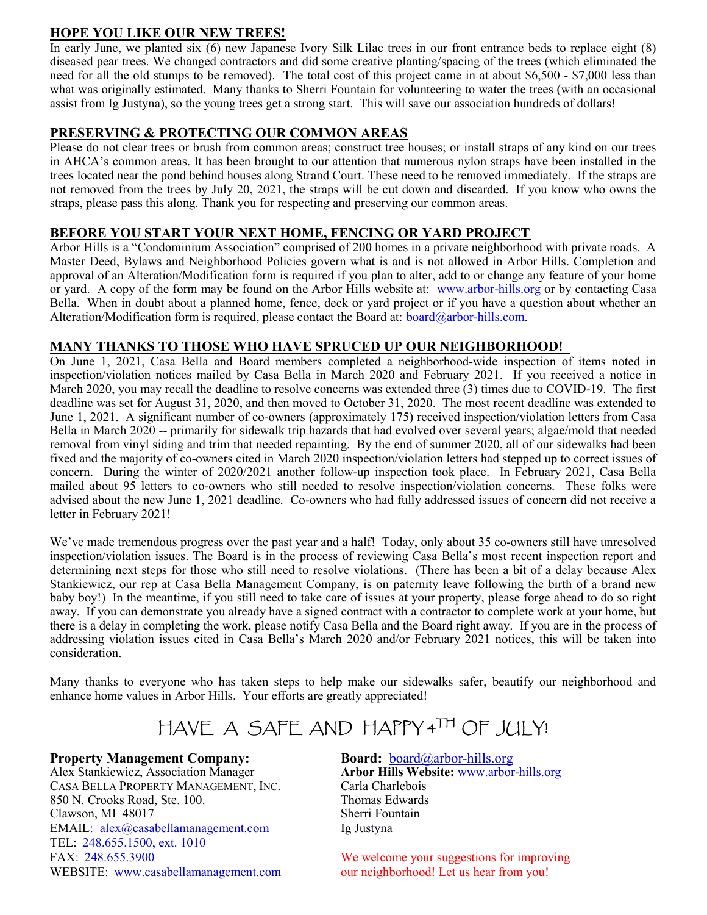## HOPE YOU LIKE OUR NEW TREES!

In early June, we planted six (6) new Japanese Ivory Silk Lilac trees in our front entrance beds to replace eight (8) diseased pear trees. We changed contractors and did some creative planting/spacing of the trees (which eliminated the need for all the old stumps to be removed). The total cost of this project came in at about $6,500 - $7,000 less than what was originally estimated. Many thanks to Sherri Fountain for volunteering to water the trees (with an occasional assist from Ig Justyna), so the young trees get a strong start. This will save our association hundreds of dollars!

## PRESERVING & PROTECTING OUR COMMON AREAS

Please do not clear trees or brush from common areas; construct tree houses; or install straps of any kind on our trees in AHCA's common areas. It has been brought to our attention that numerous nylon straps have been installed in the trees located near the pond behind houses along Strand Court. These need to be removed immediately. If the straps are not removed from the trees by July 20, 2021, the straps will be cut down and discarded. If you know who owns the straps, please pass this along. Thank you for respecting and preserving our common areas.

## BEFORE YOU START YOUR NEXT HOME, FENCING OR YARD PROJECT

Arbor Hills is a "Condominium Association" comprised of 200 homes in a private neighborhood with private roads. A Master Deed, Bylaws and Neighborhood Policies govern what is and is not allowed in Arbor Hills. Completion and approval of an Alteration/Modification form is required if you plan to alter, add to or change any feature of your home or yard. A copy of the form may be found on the Arbor Hills website at: www.arbor-hills.org or by contacting Casa Bella. When in doubt about a planned home, fence, deck or yard project or if you have a question about whether an Alteration/Modification form is required, please contact the Board at: board@arbor-hills.com.

## MANY THANKS TO THOSE WHO HAVE SPRUCED UP OUR NEIGHBORHOOD!

On June 1, 2021, Casa Bella and Board members completed a neighborhood-wide inspection of items noted in inspection/violation notices mailed by Casa Bella in March 2020 and February 2021. If you received a notice in March 2020, you may recall the deadline to resolve concerns was extended three (3) times due to COVID-19. The first deadline was set for August 31, 2020, and then moved to October 31, 2020. The most recent deadline was extended to June 1, 2021. A significant number of co-owners (approximately 175) received inspection/violation letters from Casa Bella in March 2020 -- primarily for sidewalk trip hazards that had evolved over several years; algae/mold that needed removal from vinyl siding and trim that needed repainting. By the end of summer 2020, all of our sidewalks had been fixed and the majority of co-owners cited in March 2020 inspection/violation letters had stepped up to correct issues of concern. During the winter of 2020/2021 another follow-up inspection took place. In February 2021, Casa Bella mailed about 95 letters to co-owners who still needed to resolve inspection/violation concerns. These folks were advised about the new June 1, 2021 deadline. Co-owners who had fully addressed issues of concern did not receive a letter in February 2021!

We've made tremendous progress over the past year and a half! Today, only about 35 co-owners still have unresolved inspection/violation issues. The Board is in the process of reviewing Casa Bella's most recent inspection report and determining next steps for those who still need to resolve violations. (There has been a bit of a delay because Alex Stankiewicz, our rep at Casa Bella Management Company, is on paternity leave following the birth of a brand new baby boy!) In the meantime, if you still need to take care of issues at your property, please forge ahead to do so right away. If you can demonstrate you already have a signed contract with a contractor to complete work at your home, but there is a delay in completing the work, please notify Casa Bella and the Board right away. If you are in the process of addressing violation issues cited in Casa Bella's March 2020 and/or February 2021 notices, this will be taken into consideration.

Many thanks to everyone who has taken steps to help make our sidewalks safer, beautify our neighborhood and enhance home values in Arbor Hills. Your efforts are greatly appreciated!

# HAVE A SAFE AND HAPPY 4TH OF JULY!

**Property Management Company:**
Alex Stankiewicz, Association Manager
CASA BELLA PROPERTY MANAGEMENT, INC.
850 N. Crooks Road, Ste. 100.
Clawson, MI 48017
EMAIL: alex@casabellamanagement.com
TEL: 248.655.1500, ext. 1010
FAX: 248.655.3900
WEBSITE: www.casabellamanagement.com

**Board:** board@arbor-hills.org
**Arbor Hills Website:** www.arbor-hills.org
Carla Charlebois
Thomas Edwards
Sherri Fountain
Ig Justyna

We welcome your suggestions for improving our neighborhood! Let us hear from you!